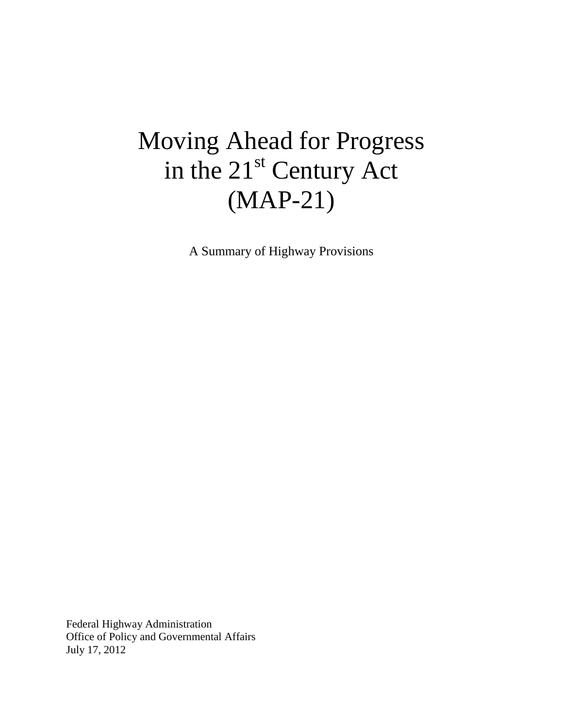# Moving Ahead for Progress in the 21st Century Act (MAP-21)

A Summary of Highway Provisions

Federal Highway Administration
Office of Policy and Governmental Affairs
July 17, 2012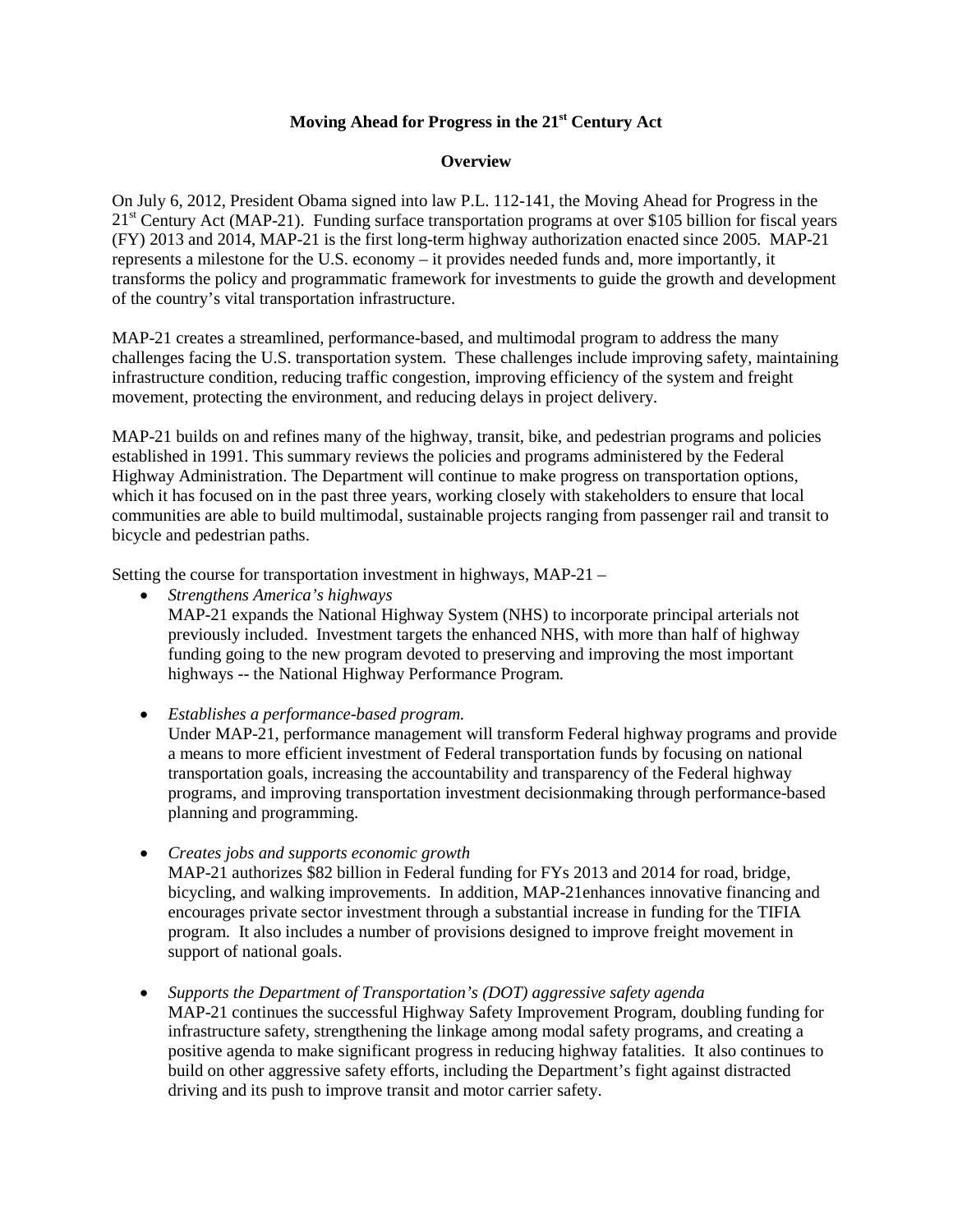**Moving Ahead for Progress in the 21st Century Act**

**Overview**

On July 6, 2012, President Obama signed into law P.L. 112-141, the Moving Ahead for Progress in the 21st Century Act (MAP-21). Funding surface transportation programs at over $105 billion for fiscal years (FY) 2013 and 2014, MAP-21 is the first long-term highway authorization enacted since 2005. MAP-21 represents a milestone for the U.S. economy – it provides needed funds and, more importantly, it transforms the policy and programmatic framework for investments to guide the growth and development of the country's vital transportation infrastructure.

MAP-21 creates a streamlined, performance-based, and multimodal program to address the many challenges facing the U.S. transportation system. These challenges include improving safety, maintaining infrastructure condition, reducing traffic congestion, improving efficiency of the system and freight movement, protecting the environment, and reducing delays in project delivery.

MAP-21 builds on and refines many of the highway, transit, bike, and pedestrian programs and policies established in 1991. This summary reviews the policies and programs administered by the Federal Highway Administration. The Department will continue to make progress on transportation options, which it has focused on in the past three years, working closely with stakeholders to ensure that local communities are able to build multimodal, sustainable projects ranging from passenger rail and transit to bicycle and pedestrian paths.

Setting the course for transportation investment in highways, MAP-21 –

- *Strengthens America's highways*
  MAP-21 expands the National Highway System (NHS) to incorporate principal arterials not previously included. Investment targets the enhanced NHS, with more than half of highway funding going to the new program devoted to preserving and improving the most important highways -- the National Highway Performance Program.

- *Establishes a performance-based program.*
  Under MAP-21, performance management will transform Federal highway programs and provide a means to more efficient investment of Federal transportation funds by focusing on national transportation goals, increasing the accountability and transparency of the Federal highway programs, and improving transportation investment decisionmaking through performance-based planning and programming.

- *Creates jobs and supports economic growth*
  MAP-21 authorizes $82 billion in Federal funding for FYs 2013 and 2014 for road, bridge, bicycling, and walking improvements. In addition, MAP-21enhances innovative financing and encourages private sector investment through a substantial increase in funding for the TIFIA program. It also includes a number of provisions designed to improve freight movement in support of national goals.

- *Supports the Department of Transportation's (DOT) aggressive safety agenda*
  MAP-21 continues the successful Highway Safety Improvement Program, doubling funding for infrastructure safety, strengthening the linkage among modal safety programs, and creating a positive agenda to make significant progress in reducing highway fatalities. It also continues to build on other aggressive safety efforts, including the Department's fight against distracted driving and its push to improve transit and motor carrier safety.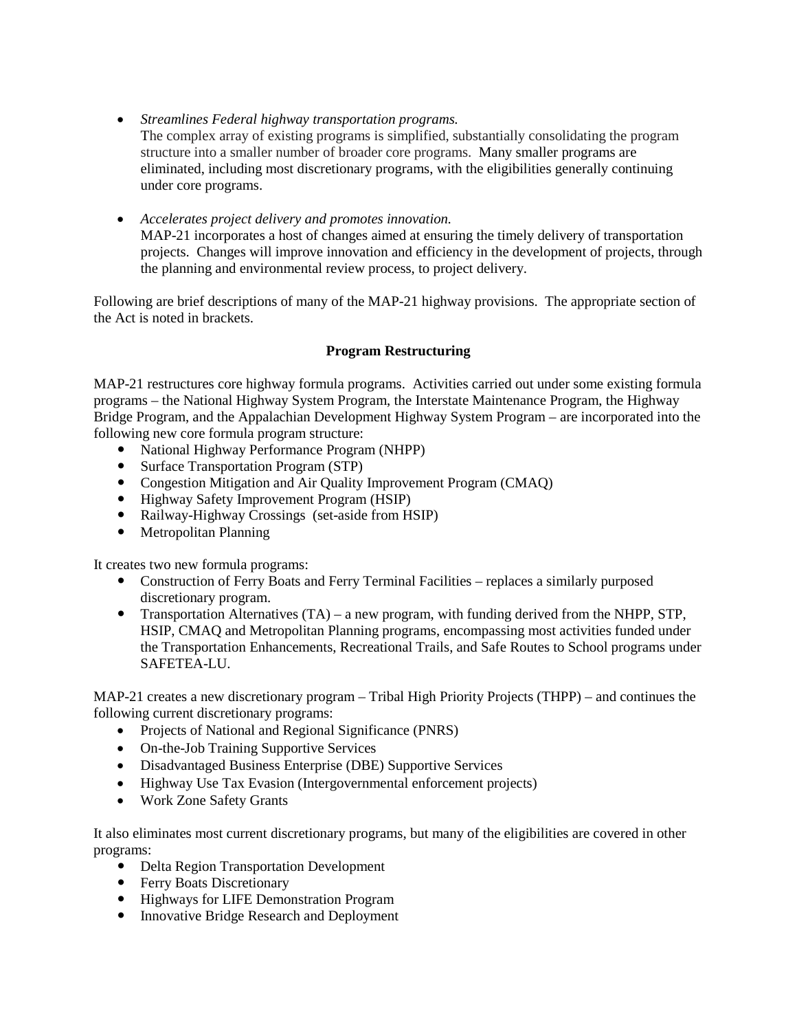- *Streamlines Federal highway transportation programs.*
  The complex array of existing programs is simplified, substantially consolidating the program structure into a smaller number of broader core programs. Many smaller programs are eliminated, including most discretionary programs, with the eligibilities generally continuing under core programs.

- *Accelerates project delivery and promotes innovation.*
  MAP-21 incorporates a host of changes aimed at ensuring the timely delivery of transportation projects. Changes will improve innovation and efficiency in the development of projects, through the planning and environmental review process, to project delivery.

Following are brief descriptions of many of the MAP-21 highway provisions. The appropriate section of the Act is noted in brackets.

**Program Restructuring**

MAP-21 restructures core highway formula programs. Activities carried out under some existing formula programs – the National Highway System Program, the Interstate Maintenance Program, the Highway Bridge Program, and the Appalachian Development Highway System Program – are incorporated into the following new core formula program structure:

- National Highway Performance Program (NHPP)
- Surface Transportation Program (STP)
- Congestion Mitigation and Air Quality Improvement Program (CMAQ)
- Highway Safety Improvement Program (HSIP)
- Railway-Highway Crossings (set-aside from HSIP)
- Metropolitan Planning

It creates two new formula programs:

- Construction of Ferry Boats and Ferry Terminal Facilities – replaces a similarly purposed discretionary program.
- Transportation Alternatives (TA) – a new program, with funding derived from the NHPP, STP, HSIP, CMAQ and Metropolitan Planning programs, encompassing most activities funded under the Transportation Enhancements, Recreational Trails, and Safe Routes to School programs under SAFETEA-LU.

MAP-21 creates a new discretionary program – Tribal High Priority Projects (THPP) – and continues the following current discretionary programs:

- Projects of National and Regional Significance (PNRS)
- On-the-Job Training Supportive Services
- Disadvantaged Business Enterprise (DBE) Supportive Services
- Highway Use Tax Evasion (Intergovernmental enforcement projects)
- Work Zone Safety Grants

It also eliminates most current discretionary programs, but many of the eligibilities are covered in other programs:

- Delta Region Transportation Development
- Ferry Boats Discretionary
- Highways for LIFE Demonstration Program
- Innovative Bridge Research and Deployment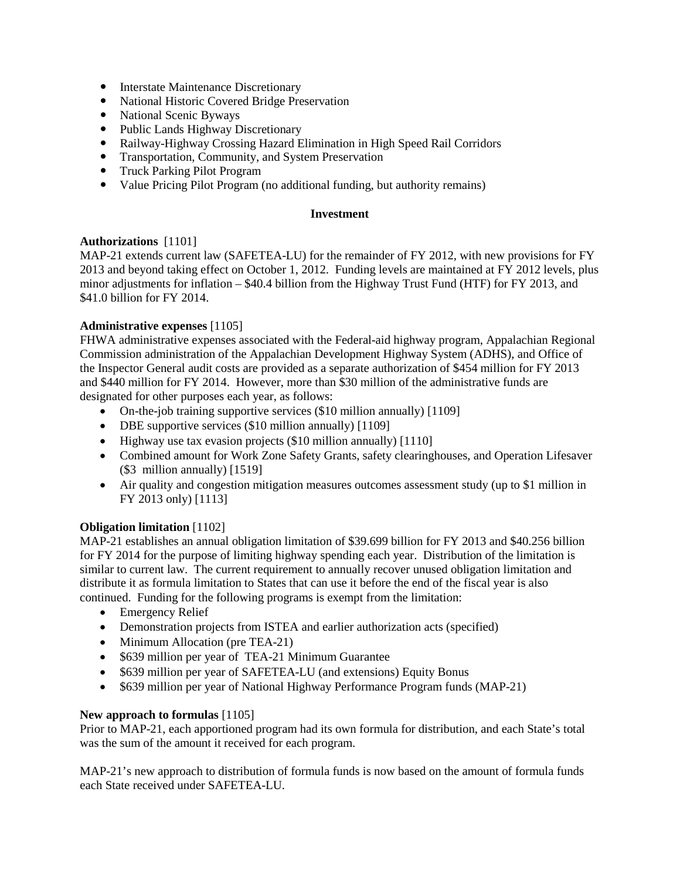- Interstate Maintenance Discretionary
- National Historic Covered Bridge Preservation
- National Scenic Byways
- Public Lands Highway Discretionary
- Railway-Highway Crossing Hazard Elimination in High Speed Rail Corridors
- Transportation, Community, and System Preservation
- Truck Parking Pilot Program
- Value Pricing Pilot Program (no additional funding, but authority remains)

## Investment

**Authorizations** [1101]
MAP-21 extends current law (SAFETEA-LU) for the remainder of FY 2012, with new provisions for FY 2013 and beyond taking effect on October 1, 2012. Funding levels are maintained at FY 2012 levels, plus minor adjustments for inflation – $40.4 billion from the Highway Trust Fund (HTF) for FY 2013, and $41.0 billion for FY 2014.

**Administrative expenses** [1105]
FHWA administrative expenses associated with the Federal-aid highway program, Appalachian Regional Commission administration of the Appalachian Development Highway System (ADHS), and Office of the Inspector General audit costs are provided as a separate authorization of $454 million for FY 2013 and $440 million for FY 2014. However, more than $30 million of the administrative funds are designated for other purposes each year, as follows:

- On-the-job training supportive services ($10 million annually) [1109]
- DBE supportive services ($10 million annually) [1109]
- Highway use tax evasion projects ($10 million annually) [1110]
- Combined amount for Work Zone Safety Grants, safety clearinghouses, and Operation Lifesaver ($3 million annually) [1519]
- Air quality and congestion mitigation measures outcomes assessment study (up to $1 million in FY 2013 only) [1113]

**Obligation limitation** [1102]
MAP-21 establishes an annual obligation limitation of $39.699 billion for FY 2013 and $40.256 billion for FY 2014 for the purpose of limiting highway spending each year. Distribution of the limitation is similar to current law. The current requirement to annually recover unused obligation limitation and distribute it as formula limitation to States that can use it before the end of the fiscal year is also continued. Funding for the following programs is exempt from the limitation:

- Emergency Relief
- Demonstration projects from ISTEA and earlier authorization acts (specified)
- Minimum Allocation (pre TEA-21)
- $639 million per year of TEA-21 Minimum Guarantee
- $639 million per year of SAFETEA-LU (and extensions) Equity Bonus
- $639 million per year of National Highway Performance Program funds (MAP-21)

**New approach to formulas** [1105]
Prior to MAP-21, each apportioned program had its own formula for distribution, and each State's total was the sum of the amount it received for each program.

MAP-21's new approach to distribution of formula funds is now based on the amount of formula funds each State received under SAFETEA-LU.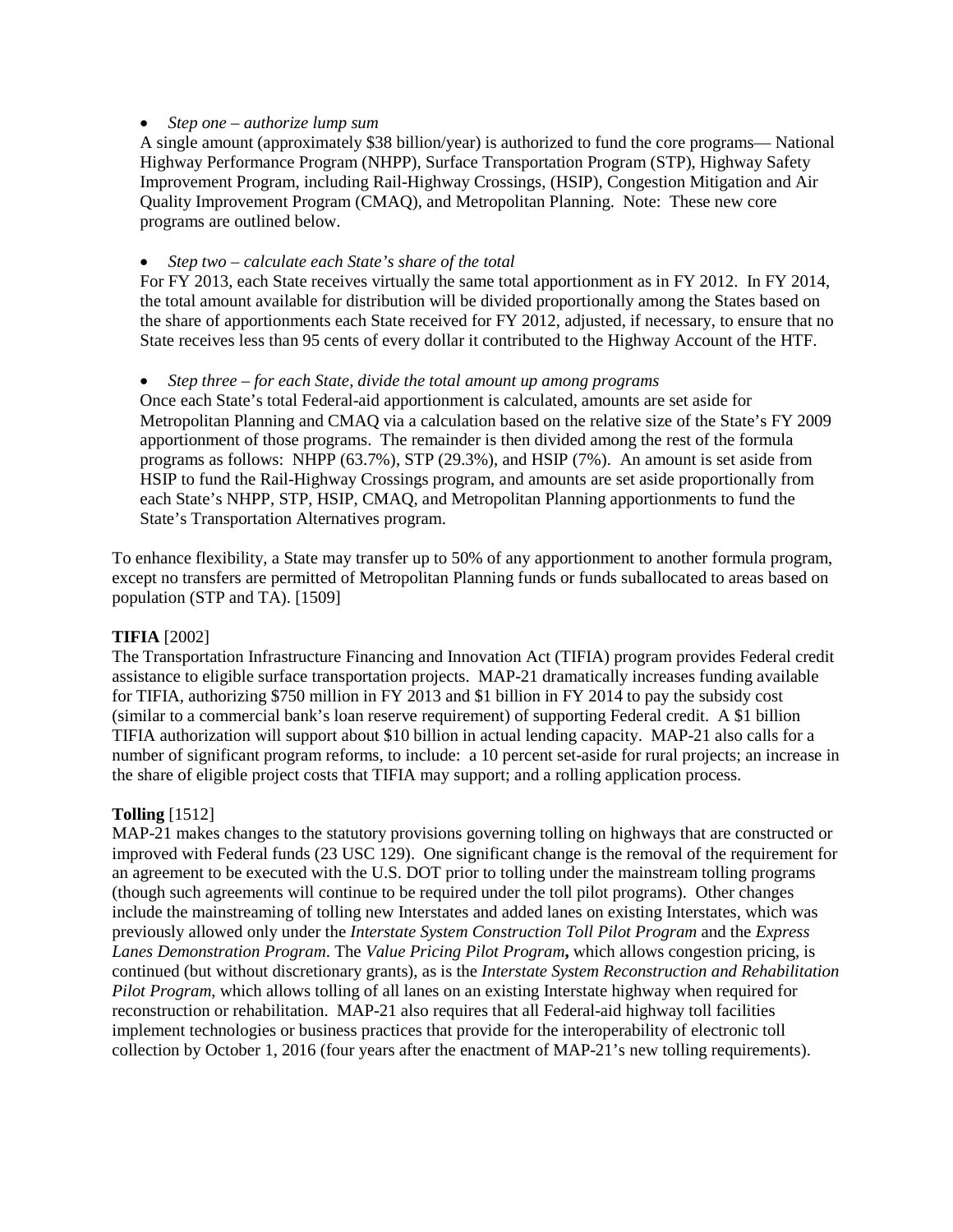- *Step one – authorize lump sum*

  A single amount (approximately $38 billion/year) is authorized to fund the core programs— National Highway Performance Program (NHPP), Surface Transportation Program (STP), Highway Safety Improvement Program, including Rail-Highway Crossings, (HSIP), Congestion Mitigation and Air Quality Improvement Program (CMAQ), and Metropolitan Planning. Note: These new core programs are outlined below.

- *Step two – calculate each State's share of the total*

  For FY 2013, each State receives virtually the same total apportionment as in FY 2012. In FY 2014, the total amount available for distribution will be divided proportionally among the States based on the share of apportionments each State received for FY 2012, adjusted, if necessary, to ensure that no State receives less than 95 cents of every dollar it contributed to the Highway Account of the HTF.

- *Step three – for each State, divide the total amount up among programs*

  Once each State's total Federal-aid apportionment is calculated, amounts are set aside for Metropolitan Planning and CMAQ via a calculation based on the relative size of the State's FY 2009 apportionment of those programs. The remainder is then divided among the rest of the formula programs as follows: NHPP (63.7%), STP (29.3%), and HSIP (7%). An amount is set aside from HSIP to fund the Rail-Highway Crossings program, and amounts are set aside proportionally from each State's NHPP, STP, HSIP, CMAQ, and Metropolitan Planning apportionments to fund the State's Transportation Alternatives program.

To enhance flexibility, a State may transfer up to 50% of any apportionment to another formula program, except no transfers are permitted of Metropolitan Planning funds or funds suballocated to areas based on population (STP and TA). [1509]

**TIFIA** [2002]

The Transportation Infrastructure Financing and Innovation Act (TIFIA) program provides Federal credit assistance to eligible surface transportation projects. MAP-21 dramatically increases funding available for TIFIA, authorizing $750 million in FY 2013 and $1 billion in FY 2014 to pay the subsidy cost (similar to a commercial bank's loan reserve requirement) of supporting Federal credit. A $1 billion TIFIA authorization will support about $10 billion in actual lending capacity. MAP-21 also calls for a number of significant program reforms, to include: a 10 percent set-aside for rural projects; an increase in the share of eligible project costs that TIFIA may support; and a rolling application process.

**Tolling** [1512]

MAP-21 makes changes to the statutory provisions governing tolling on highways that are constructed or improved with Federal funds (23 USC 129). One significant change is the removal of the requirement for an agreement to be executed with the U.S. DOT prior to tolling under the mainstream tolling programs (though such agreements will continue to be required under the toll pilot programs). Other changes include the mainstreaming of tolling new Interstates and added lanes on existing Interstates, which was previously allowed only under the *Interstate System Construction Toll Pilot Program* and the *Express Lanes Demonstration Program*. The *Value Pricing Pilot Program***,** which allows congestion pricing, is continued (but without discretionary grants), as is the *Interstate System Reconstruction and Rehabilitation Pilot Program*, which allows tolling of all lanes on an existing Interstate highway when required for reconstruction or rehabilitation. MAP-21 also requires that all Federal-aid highway toll facilities implement technologies or business practices that provide for the interoperability of electronic toll collection by October 1, 2016 (four years after the enactment of MAP-21's new tolling requirements).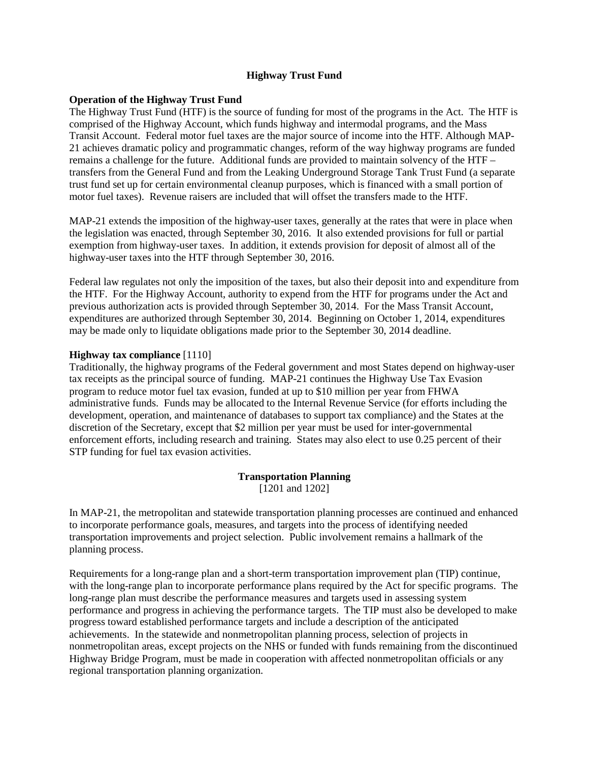## Highway Trust Fund

**Operation of the Highway Trust Fund**

The Highway Trust Fund (HTF) is the source of funding for most of the programs in the Act. The HTF is comprised of the Highway Account, which funds highway and intermodal programs, and the Mass Transit Account. Federal motor fuel taxes are the major source of income into the HTF. Although MAP-21 achieves dramatic policy and programmatic changes, reform of the way highway programs are funded remains a challenge for the future. Additional funds are provided to maintain solvency of the HTF – transfers from the General Fund and from the Leaking Underground Storage Tank Trust Fund (a separate trust fund set up for certain environmental cleanup purposes, which is financed with a small portion of motor fuel taxes). Revenue raisers are included that will offset the transfers made to the HTF.

MAP-21 extends the imposition of the highway-user taxes, generally at the rates that were in place when the legislation was enacted, through September 30, 2016. It also extended provisions for full or partial exemption from highway-user taxes. In addition, it extends provision for deposit of almost all of the highway-user taxes into the HTF through September 30, 2016.

Federal law regulates not only the imposition of the taxes, but also their deposit into and expenditure from the HTF. For the Highway Account, authority to expend from the HTF for programs under the Act and previous authorization acts is provided through September 30, 2014. For the Mass Transit Account, expenditures are authorized through September 30, 2014. Beginning on October 1, 2014, expenditures may be made only to liquidate obligations made prior to the September 30, 2014 deadline.

**Highway tax compliance** [1110]

Traditionally, the highway programs of the Federal government and most States depend on highway-user tax receipts as the principal source of funding. MAP-21 continues the Highway Use Tax Evasion program to reduce motor fuel tax evasion, funded at up to $10 million per year from FHWA administrative funds. Funds may be allocated to the Internal Revenue Service (for efforts including the development, operation, and maintenance of databases to support tax compliance) and the States at the discretion of the Secretary, except that $2 million per year must be used for inter-governmental enforcement efforts, including research and training. States may also elect to use 0.25 percent of their STP funding for fuel tax evasion activities.

## Transportation Planning

[1201 and 1202]

In MAP-21, the metropolitan and statewide transportation planning processes are continued and enhanced to incorporate performance goals, measures, and targets into the process of identifying needed transportation improvements and project selection. Public involvement remains a hallmark of the planning process.

Requirements for a long-range plan and a short-term transportation improvement plan (TIP) continue, with the long-range plan to incorporate performance plans required by the Act for specific programs. The long-range plan must describe the performance measures and targets used in assessing system performance and progress in achieving the performance targets. The TIP must also be developed to make progress toward established performance targets and include a description of the anticipated achievements. In the statewide and nonmetropolitan planning process, selection of projects in nonmetropolitan areas, except projects on the NHS or funded with funds remaining from the discontinued Highway Bridge Program, must be made in cooperation with affected nonmetropolitan officials or any regional transportation planning organization.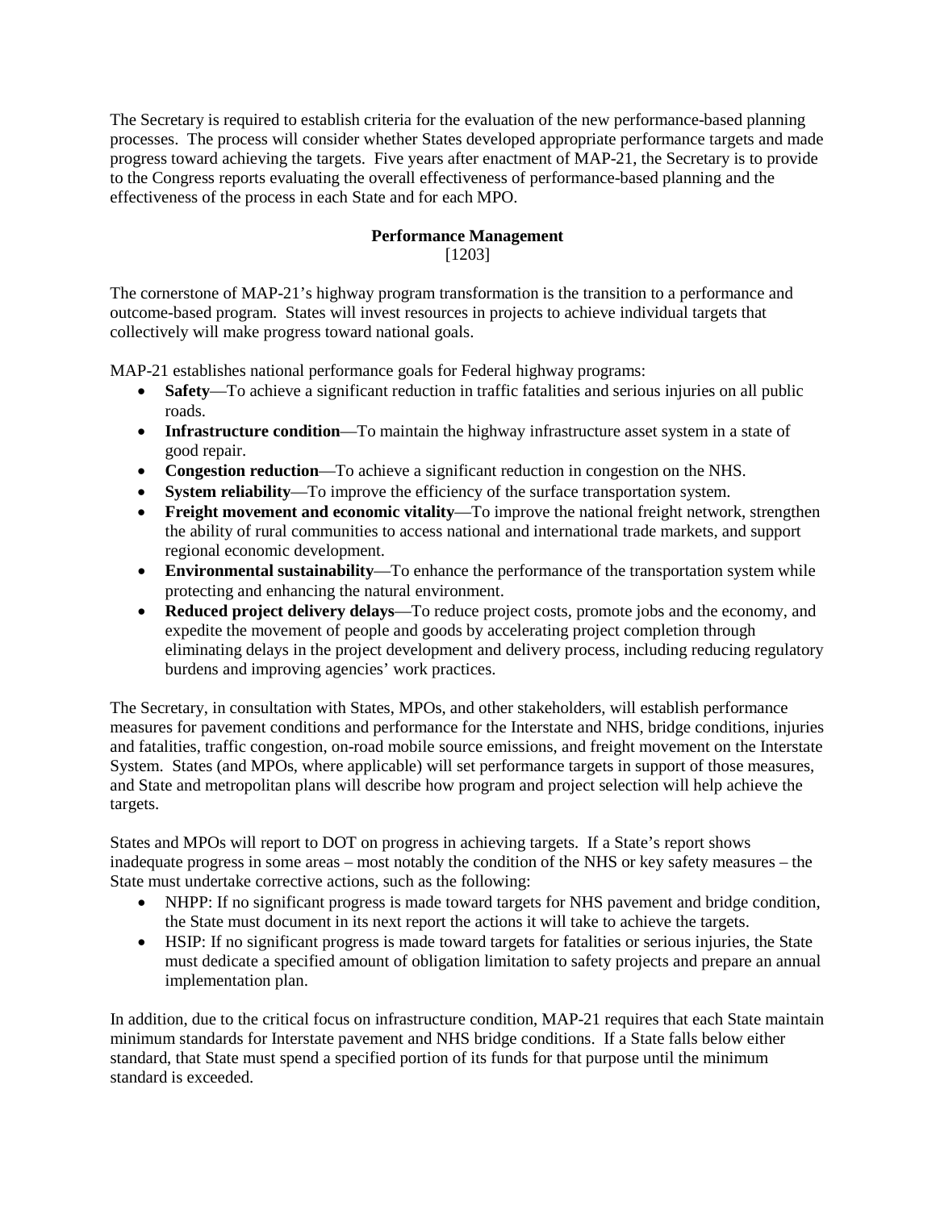The Secretary is required to establish criteria for the evaluation of the new performance-based planning processes. The process will consider whether States developed appropriate performance targets and made progress toward achieving the targets. Five years after enactment of MAP-21, the Secretary is to provide to the Congress reports evaluating the overall effectiveness of performance-based planning and the effectiveness of the process in each State and for each MPO.

## Performance Management

[1203]

The cornerstone of MAP-21's highway program transformation is the transition to a performance and outcome-based program. States will invest resources in projects to achieve individual targets that collectively will make progress toward national goals.

MAP-21 establishes national performance goals for Federal highway programs:

- **Safety**—To achieve a significant reduction in traffic fatalities and serious injuries on all public roads.
- **Infrastructure condition**—To maintain the highway infrastructure asset system in a state of good repair.
- **Congestion reduction**—To achieve a significant reduction in congestion on the NHS.
- **System reliability**—To improve the efficiency of the surface transportation system.
- **Freight movement and economic vitality**—To improve the national freight network, strengthen the ability of rural communities to access national and international trade markets, and support regional economic development.
- **Environmental sustainability**—To enhance the performance of the transportation system while protecting and enhancing the natural environment.
- **Reduced project delivery delays**—To reduce project costs, promote jobs and the economy, and expedite the movement of people and goods by accelerating project completion through eliminating delays in the project development and delivery process, including reducing regulatory burdens and improving agencies' work practices.

The Secretary, in consultation with States, MPOs, and other stakeholders, will establish performance measures for pavement conditions and performance for the Interstate and NHS, bridge conditions, injuries and fatalities, traffic congestion, on-road mobile source emissions, and freight movement on the Interstate System. States (and MPOs, where applicable) will set performance targets in support of those measures, and State and metropolitan plans will describe how program and project selection will help achieve the targets.

States and MPOs will report to DOT on progress in achieving targets. If a State's report shows inadequate progress in some areas – most notably the condition of the NHS or key safety measures – the State must undertake corrective actions, such as the following:

- NHPP: If no significant progress is made toward targets for NHS pavement and bridge condition, the State must document in its next report the actions it will take to achieve the targets.
- HSIP: If no significant progress is made toward targets for fatalities or serious injuries, the State must dedicate a specified amount of obligation limitation to safety projects and prepare an annual implementation plan.

In addition, due to the critical focus on infrastructure condition, MAP-21 requires that each State maintain minimum standards for Interstate pavement and NHS bridge conditions. If a State falls below either standard, that State must spend a specified portion of its funds for that purpose until the minimum standard is exceeded.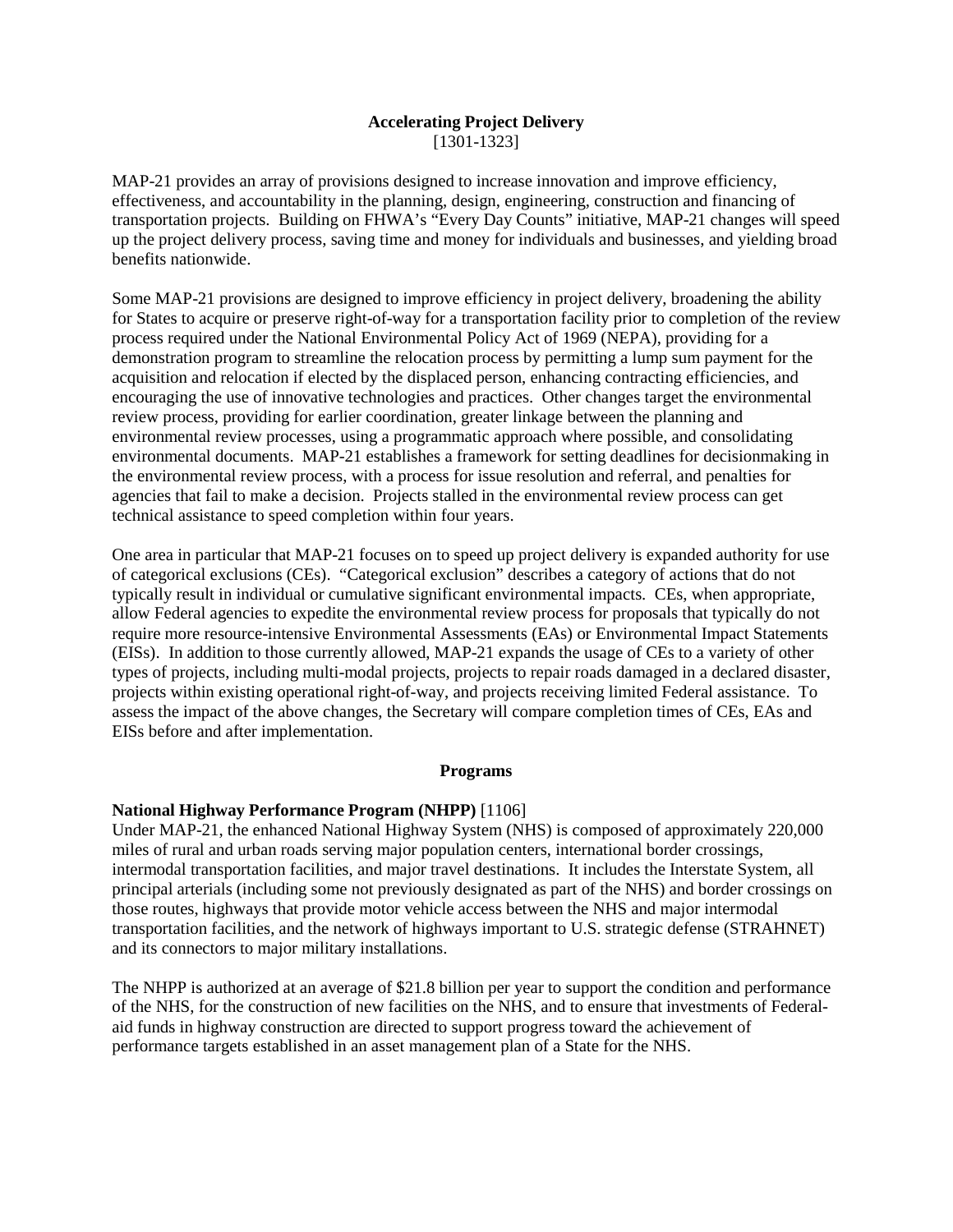## Accelerating Project Delivery

[1301-1323]

MAP-21 provides an array of provisions designed to increase innovation and improve efficiency, effectiveness, and accountability in the planning, design, engineering, construction and financing of transportation projects. Building on FHWA's "Every Day Counts" initiative, MAP-21 changes will speed up the project delivery process, saving time and money for individuals and businesses, and yielding broad benefits nationwide.

Some MAP-21 provisions are designed to improve efficiency in project delivery, broadening the ability for States to acquire or preserve right-of-way for a transportation facility prior to completion of the review process required under the National Environmental Policy Act of 1969 (NEPA), providing for a demonstration program to streamline the relocation process by permitting a lump sum payment for the acquisition and relocation if elected by the displaced person, enhancing contracting efficiencies, and encouraging the use of innovative technologies and practices. Other changes target the environmental review process, providing for earlier coordination, greater linkage between the planning and environmental review processes, using a programmatic approach where possible, and consolidating environmental documents. MAP-21 establishes a framework for setting deadlines for decisionmaking in the environmental review process, with a process for issue resolution and referral, and penalties for agencies that fail to make a decision. Projects stalled in the environmental review process can get technical assistance to speed completion within four years.

One area in particular that MAP-21 focuses on to speed up project delivery is expanded authority for use of categorical exclusions (CEs). "Categorical exclusion" describes a category of actions that do not typically result in individual or cumulative significant environmental impacts. CEs, when appropriate, allow Federal agencies to expedite the environmental review process for proposals that typically do not require more resource-intensive Environmental Assessments (EAs) or Environmental Impact Statements (EISs). In addition to those currently allowed, MAP-21 expands the usage of CEs to a variety of other types of projects, including multi-modal projects, projects to repair roads damaged in a declared disaster, projects within existing operational right-of-way, and projects receiving limited Federal assistance. To assess the impact of the above changes, the Secretary will compare completion times of CEs, EAs and EISs before and after implementation.

## Programs

**National Highway Performance Program (NHPP)** [1106]

Under MAP-21, the enhanced National Highway System (NHS) is composed of approximately 220,000 miles of rural and urban roads serving major population centers, international border crossings, intermodal transportation facilities, and major travel destinations. It includes the Interstate System, all principal arterials (including some not previously designated as part of the NHS) and border crossings on those routes, highways that provide motor vehicle access between the NHS and major intermodal transportation facilities, and the network of highways important to U.S. strategic defense (STRAHNET) and its connectors to major military installations.

The NHPP is authorized at an average of $21.8 billion per year to support the condition and performance of the NHS, for the construction of new facilities on the NHS, and to ensure that investments of Federal-aid funds in highway construction are directed to support progress toward the achievement of performance targets established in an asset management plan of a State for the NHS.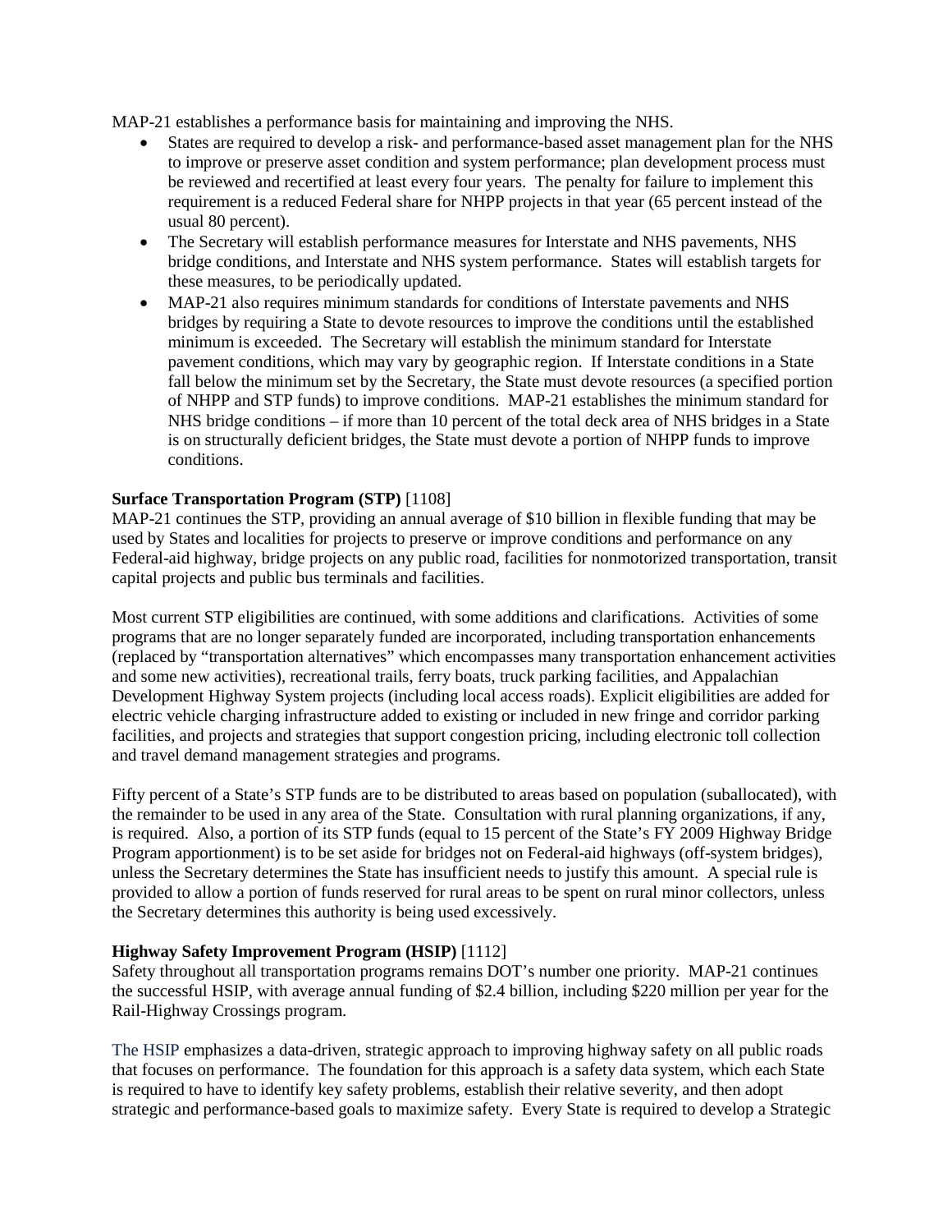MAP-21 establishes a performance basis for maintaining and improving the NHS.

- States are required to develop a risk- and performance-based asset management plan for the NHS to improve or preserve asset condition and system performance; plan development process must be reviewed and recertified at least every four years. The penalty for failure to implement this requirement is a reduced Federal share for NHPP projects in that year (65 percent instead of the usual 80 percent).
- The Secretary will establish performance measures for Interstate and NHS pavements, NHS bridge conditions, and Interstate and NHS system performance. States will establish targets for these measures, to be periodically updated.
- MAP-21 also requires minimum standards for conditions of Interstate pavements and NHS bridges by requiring a State to devote resources to improve the conditions until the established minimum is exceeded. The Secretary will establish the minimum standard for Interstate pavement conditions, which may vary by geographic region. If Interstate conditions in a State fall below the minimum set by the Secretary, the State must devote resources (a specified portion of NHPP and STP funds) to improve conditions. MAP-21 establishes the minimum standard for NHS bridge conditions – if more than 10 percent of the total deck area of NHS bridges in a State is on structurally deficient bridges, the State must devote a portion of NHPP funds to improve conditions.

**Surface Transportation Program (STP)** [1108]
MAP-21 continues the STP, providing an annual average of $10 billion in flexible funding that may be used by States and localities for projects to preserve or improve conditions and performance on any Federal-aid highway, bridge projects on any public road, facilities for nonmotorized transportation, transit capital projects and public bus terminals and facilities.

Most current STP eligibilities are continued, with some additions and clarifications. Activities of some programs that are no longer separately funded are incorporated, including transportation enhancements (replaced by "transportation alternatives" which encompasses many transportation enhancement activities and some new activities), recreational trails, ferry boats, truck parking facilities, and Appalachian Development Highway System projects (including local access roads). Explicit eligibilities are added for electric vehicle charging infrastructure added to existing or included in new fringe and corridor parking facilities, and projects and strategies that support congestion pricing, including electronic toll collection and travel demand management strategies and programs.

Fifty percent of a State's STP funds are to be distributed to areas based on population (suballocated), with the remainder to be used in any area of the State. Consultation with rural planning organizations, if any, is required. Also, a portion of its STP funds (equal to 15 percent of the State's FY 2009 Highway Bridge Program apportionment) is to be set aside for bridges not on Federal-aid highways (off-system bridges), unless the Secretary determines the State has insufficient needs to justify this amount. A special rule is provided to allow a portion of funds reserved for rural areas to be spent on rural minor collectors, unless the Secretary determines this authority is being used excessively.

**Highway Safety Improvement Program (HSIP)** [1112]
Safety throughout all transportation programs remains DOT's number one priority. MAP-21 continues the successful HSIP, with average annual funding of $2.4 billion, including $220 million per year for the Rail-Highway Crossings program.

The HSIP emphasizes a data-driven, strategic approach to improving highway safety on all public roads that focuses on performance. The foundation for this approach is a safety data system, which each State is required to have to identify key safety problems, establish their relative severity, and then adopt strategic and performance-based goals to maximize safety. Every State is required to develop a Strategic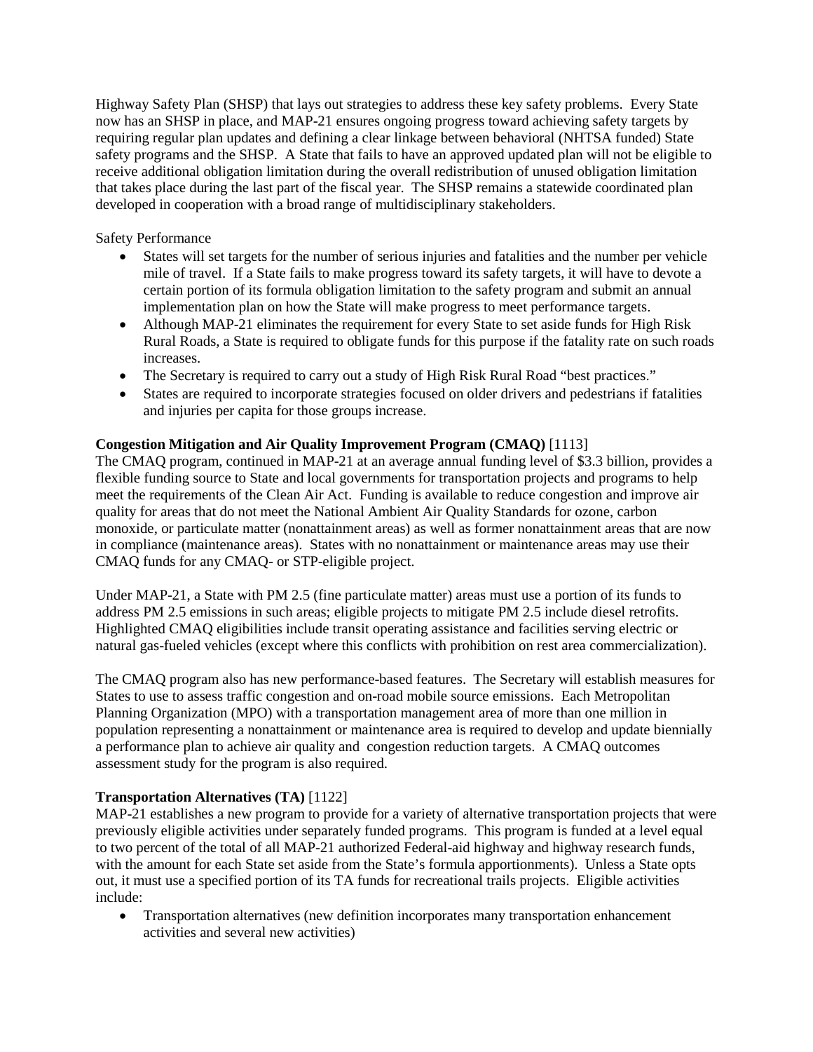Highway Safety Plan (SHSP) that lays out strategies to address these key safety problems. Every State now has an SHSP in place, and MAP-21 ensures ongoing progress toward achieving safety targets by requiring regular plan updates and defining a clear linkage between behavioral (NHTSA funded) State safety programs and the SHSP. A State that fails to have an approved updated plan will not be eligible to receive additional obligation limitation during the overall redistribution of unused obligation limitation that takes place during the last part of the fiscal year. The SHSP remains a statewide coordinated plan developed in cooperation with a broad range of multidisciplinary stakeholders.

Safety Performance

- States will set targets for the number of serious injuries and fatalities and the number per vehicle mile of travel. If a State fails to make progress toward its safety targets, it will have to devote a certain portion of its formula obligation limitation to the safety program and submit an annual implementation plan on how the State will make progress to meet performance targets.
- Although MAP-21 eliminates the requirement for every State to set aside funds for High Risk Rural Roads, a State is required to obligate funds for this purpose if the fatality rate on such roads increases.
- The Secretary is required to carry out a study of High Risk Rural Road "best practices."
- States are required to incorporate strategies focused on older drivers and pedestrians if fatalities and injuries per capita for those groups increase.

**Congestion Mitigation and Air Quality Improvement Program (CMAQ)** [1113]
The CMAQ program, continued in MAP-21 at an average annual funding level of $3.3 billion, provides a flexible funding source to State and local governments for transportation projects and programs to help meet the requirements of the Clean Air Act. Funding is available to reduce congestion and improve air quality for areas that do not meet the National Ambient Air Quality Standards for ozone, carbon monoxide, or particulate matter (nonattainment areas) as well as former nonattainment areas that are now in compliance (maintenance areas). States with no nonattainment or maintenance areas may use their CMAQ funds for any CMAQ- or STP-eligible project.

Under MAP-21, a State with PM 2.5 (fine particulate matter) areas must use a portion of its funds to address PM 2.5 emissions in such areas; eligible projects to mitigate PM 2.5 include diesel retrofits. Highlighted CMAQ eligibilities include transit operating assistance and facilities serving electric or natural gas-fueled vehicles (except where this conflicts with prohibition on rest area commercialization).

The CMAQ program also has new performance-based features. The Secretary will establish measures for States to use to assess traffic congestion and on-road mobile source emissions. Each Metropolitan Planning Organization (MPO) with a transportation management area of more than one million in population representing a nonattainment or maintenance area is required to develop and update biennially a performance plan to achieve air quality and congestion reduction targets. A CMAQ outcomes assessment study for the program is also required.

**Transportation Alternatives (TA)** [1122]
MAP-21 establishes a new program to provide for a variety of alternative transportation projects that were previously eligible activities under separately funded programs. This program is funded at a level equal to two percent of the total of all MAP-21 authorized Federal-aid highway and highway research funds, with the amount for each State set aside from the State's formula apportionments). Unless a State opts out, it must use a specified portion of its TA funds for recreational trails projects. Eligible activities include:

- Transportation alternatives (new definition incorporates many transportation enhancement activities and several new activities)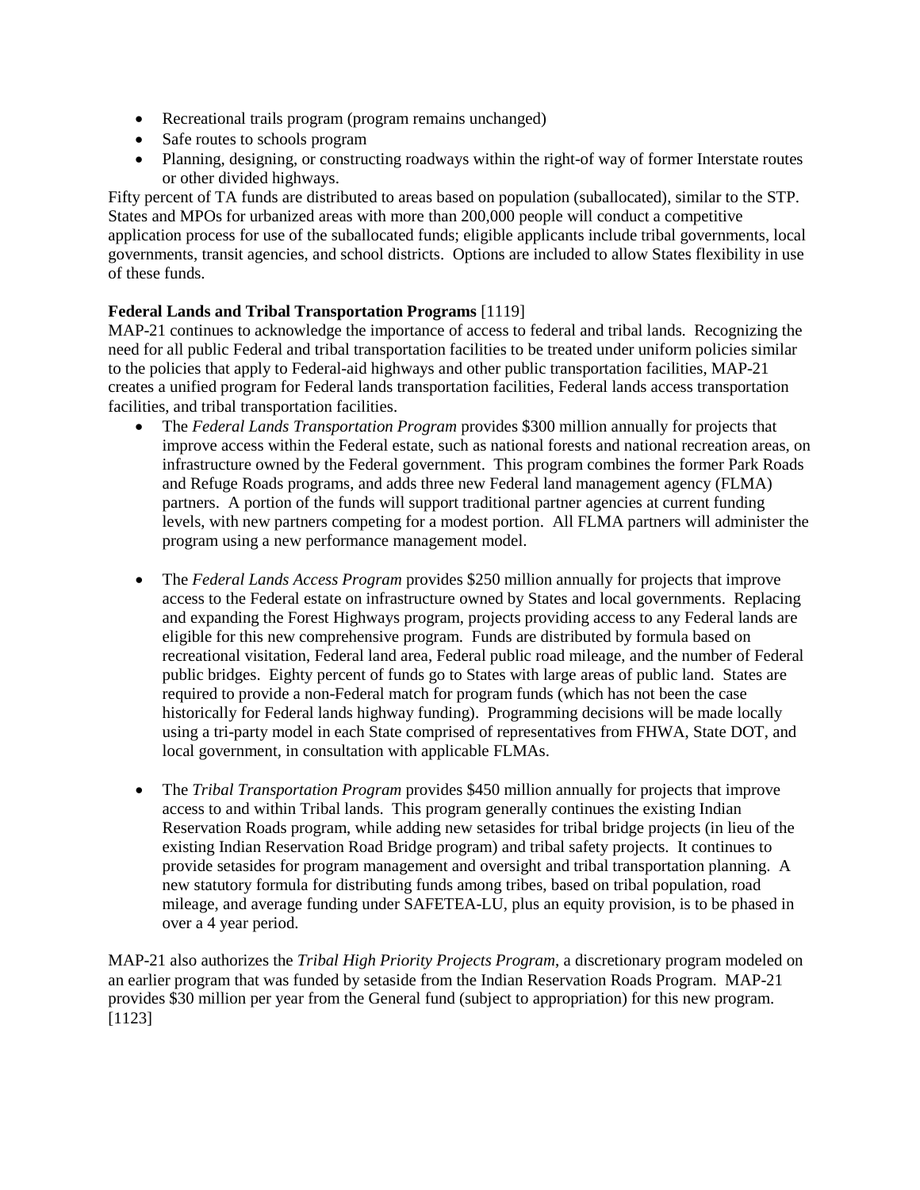- Recreational trails program (program remains unchanged)
- Safe routes to schools program
- Planning, designing, or constructing roadways within the right-of way of former Interstate routes or other divided highways.

Fifty percent of TA funds are distributed to areas based on population (suballocated), similar to the STP. States and MPOs for urbanized areas with more than 200,000 people will conduct a competitive application process for use of the suballocated funds; eligible applicants include tribal governments, local governments, transit agencies, and school districts. Options are included to allow States flexibility in use of these funds.

**Federal Lands and Tribal Transportation Programs** [1119]

MAP-21 continues to acknowledge the importance of access to federal and tribal lands. Recognizing the need for all public Federal and tribal transportation facilities to be treated under uniform policies similar to the policies that apply to Federal-aid highways and other public transportation facilities, MAP-21 creates a unified program for Federal lands transportation facilities, Federal lands access transportation facilities, and tribal transportation facilities.

- The *Federal Lands Transportation Program* provides $300 million annually for projects that improve access within the Federal estate, such as national forests and national recreation areas, on infrastructure owned by the Federal government. This program combines the former Park Roads and Refuge Roads programs, and adds three new Federal land management agency (FLMA) partners. A portion of the funds will support traditional partner agencies at current funding levels, with new partners competing for a modest portion. All FLMA partners will administer the program using a new performance management model.

- The *Federal Lands Access Program* provides $250 million annually for projects that improve access to the Federal estate on infrastructure owned by States and local governments. Replacing and expanding the Forest Highways program, projects providing access to any Federal lands are eligible for this new comprehensive program. Funds are distributed by formula based on recreational visitation, Federal land area, Federal public road mileage, and the number of Federal public bridges. Eighty percent of funds go to States with large areas of public land. States are required to provide a non-Federal match for program funds (which has not been the case historically for Federal lands highway funding). Programming decisions will be made locally using a tri-party model in each State comprised of representatives from FHWA, State DOT, and local government, in consultation with applicable FLMAs.

- The *Tribal Transportation Program* provides $450 million annually for projects that improve access to and within Tribal lands. This program generally continues the existing Indian Reservation Roads program, while adding new setasides for tribal bridge projects (in lieu of the existing Indian Reservation Road Bridge program) and tribal safety projects. It continues to provide setasides for program management and oversight and tribal transportation planning. A new statutory formula for distributing funds among tribes, based on tribal population, road mileage, and average funding under SAFETEA-LU, plus an equity provision, is to be phased in over a 4 year period.

MAP-21 also authorizes the *Tribal High Priority Projects Program*, a discretionary program modeled on an earlier program that was funded by setaside from the Indian Reservation Roads Program. MAP-21 provides $30 million per year from the General fund (subject to appropriation) for this new program. [1123]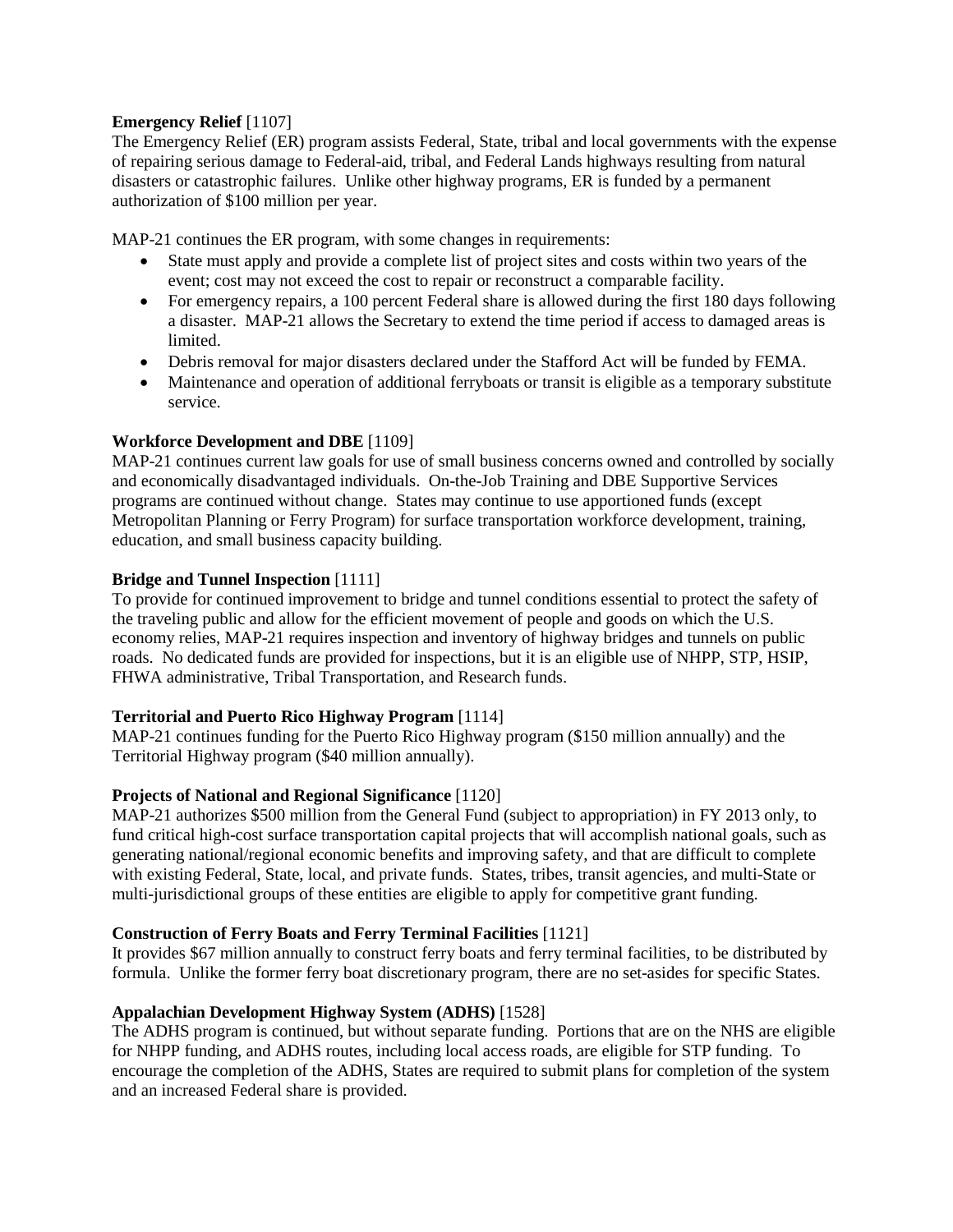**Emergency Relief** [1107]
The Emergency Relief (ER) program assists Federal, State, tribal and local governments with the expense of repairing serious damage to Federal-aid, tribal, and Federal Lands highways resulting from natural disasters or catastrophic failures. Unlike other highway programs, ER is funded by a permanent authorization of $100 million per year.

MAP-21 continues the ER program, with some changes in requirements:

- State must apply and provide a complete list of project sites and costs within two years of the event; cost may not exceed the cost to repair or reconstruct a comparable facility.
- For emergency repairs, a 100 percent Federal share is allowed during the first 180 days following a disaster. MAP-21 allows the Secretary to extend the time period if access to damaged areas is limited.
- Debris removal for major disasters declared under the Stafford Act will be funded by FEMA.
- Maintenance and operation of additional ferryboats or transit is eligible as a temporary substitute service.

**Workforce Development and DBE** [1109]
MAP-21 continues current law goals for use of small business concerns owned and controlled by socially and economically disadvantaged individuals. On-the-Job Training and DBE Supportive Services programs are continued without change. States may continue to use apportioned funds (except Metropolitan Planning or Ferry Program) for surface transportation workforce development, training, education, and small business capacity building.

**Bridge and Tunnel Inspection** [1111]
To provide for continued improvement to bridge and tunnel conditions essential to protect the safety of the traveling public and allow for the efficient movement of people and goods on which the U.S. economy relies, MAP-21 requires inspection and inventory of highway bridges and tunnels on public roads. No dedicated funds are provided for inspections, but it is an eligible use of NHPP, STP, HSIP, FHWA administrative, Tribal Transportation, and Research funds.

**Territorial and Puerto Rico Highway Program** [1114]
MAP-21 continues funding for the Puerto Rico Highway program ($150 million annually) and the Territorial Highway program ($40 million annually).

**Projects of National and Regional Significance** [1120]
MAP-21 authorizes $500 million from the General Fund (subject to appropriation) in FY 2013 only, to fund critical high-cost surface transportation capital projects that will accomplish national goals, such as generating national/regional economic benefits and improving safety, and that are difficult to complete with existing Federal, State, local, and private funds. States, tribes, transit agencies, and multi-State or multi-jurisdictional groups of these entities are eligible to apply for competitive grant funding.

**Construction of Ferry Boats and Ferry Terminal Facilities** [1121]
It provides $67 million annually to construct ferry boats and ferry terminal facilities, to be distributed by formula. Unlike the former ferry boat discretionary program, there are no set-asides for specific States.

**Appalachian Development Highway System (ADHS)** [1528]
The ADHS program is continued, but without separate funding. Portions that are on the NHS are eligible for NHPP funding, and ADHS routes, including local access roads, are eligible for STP funding. To encourage the completion of the ADHS, States are required to submit plans for completion of the system and an increased Federal share is provided.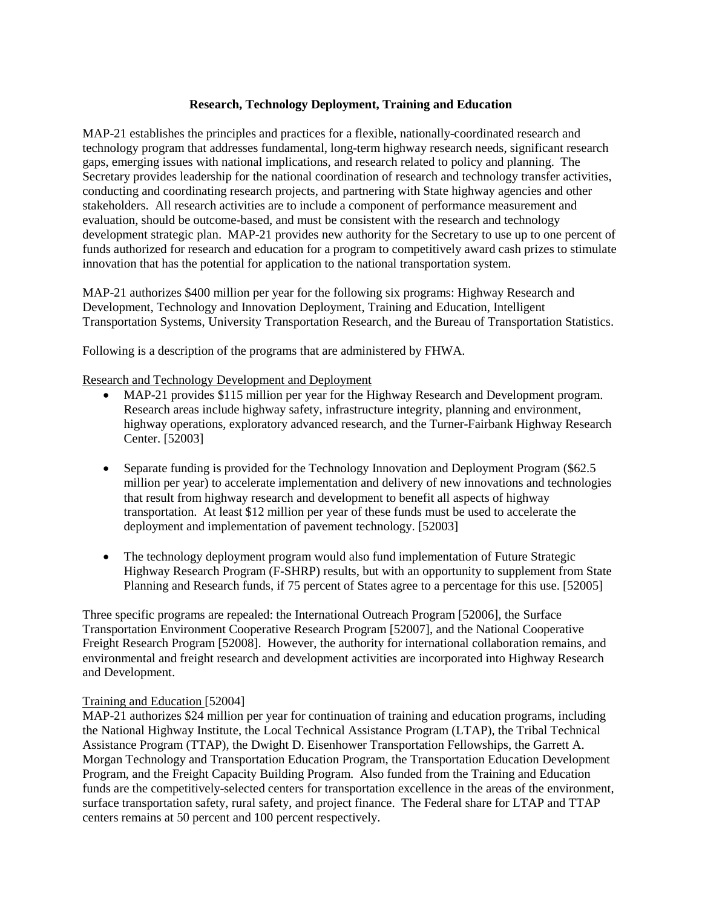**Research, Technology Deployment, Training and Education**

MAP-21 establishes the principles and practices for a flexible, nationally-coordinated research and technology program that addresses fundamental, long-term highway research needs, significant research gaps, emerging issues with national implications, and research related to policy and planning. The Secretary provides leadership for the national coordination of research and technology transfer activities, conducting and coordinating research projects, and partnering with State highway agencies and other stakeholders. All research activities are to include a component of performance measurement and evaluation, should be outcome-based, and must be consistent with the research and technology development strategic plan. MAP-21 provides new authority for the Secretary to use up to one percent of funds authorized for research and education for a program to competitively award cash prizes to stimulate innovation that has the potential for application to the national transportation system.

MAP-21 authorizes $400 million per year for the following six programs: Highway Research and Development, Technology and Innovation Deployment, Training and Education, Intelligent Transportation Systems, University Transportation Research, and the Bureau of Transportation Statistics.

Following is a description of the programs that are administered by FHWA.

Research and Technology Development and Deployment

- MAP-21 provides $115 million per year for the Highway Research and Development program. Research areas include highway safety, infrastructure integrity, planning and environment, highway operations, exploratory advanced research, and the Turner-Fairbank Highway Research Center. [52003]

- Separate funding is provided for the Technology Innovation and Deployment Program ($62.5 million per year) to accelerate implementation and delivery of new innovations and technologies that result from highway research and development to benefit all aspects of highway transportation. At least $12 million per year of these funds must be used to accelerate the deployment and implementation of pavement technology. [52003]

- The technology deployment program would also fund implementation of Future Strategic Highway Research Program (F-SHRP) results, but with an opportunity to supplement from State Planning and Research funds, if 75 percent of States agree to a percentage for this use. [52005]

Three specific programs are repealed: the International Outreach Program [52006], the Surface Transportation Environment Cooperative Research Program [52007], and the National Cooperative Freight Research Program [52008]. However, the authority for international collaboration remains, and environmental and freight research and development activities are incorporated into Highway Research and Development.

Training and Education [52004]

MAP-21 authorizes $24 million per year for continuation of training and education programs, including the National Highway Institute, the Local Technical Assistance Program (LTAP), the Tribal Technical Assistance Program (TTAP), the Dwight D. Eisenhower Transportation Fellowships, the Garrett A. Morgan Technology and Transportation Education Program, the Transportation Education Development Program, and the Freight Capacity Building Program. Also funded from the Training and Education funds are the competitively-selected centers for transportation excellence in the areas of the environment, surface transportation safety, rural safety, and project finance. The Federal share for LTAP and TTAP centers remains at 50 percent and 100 percent respectively.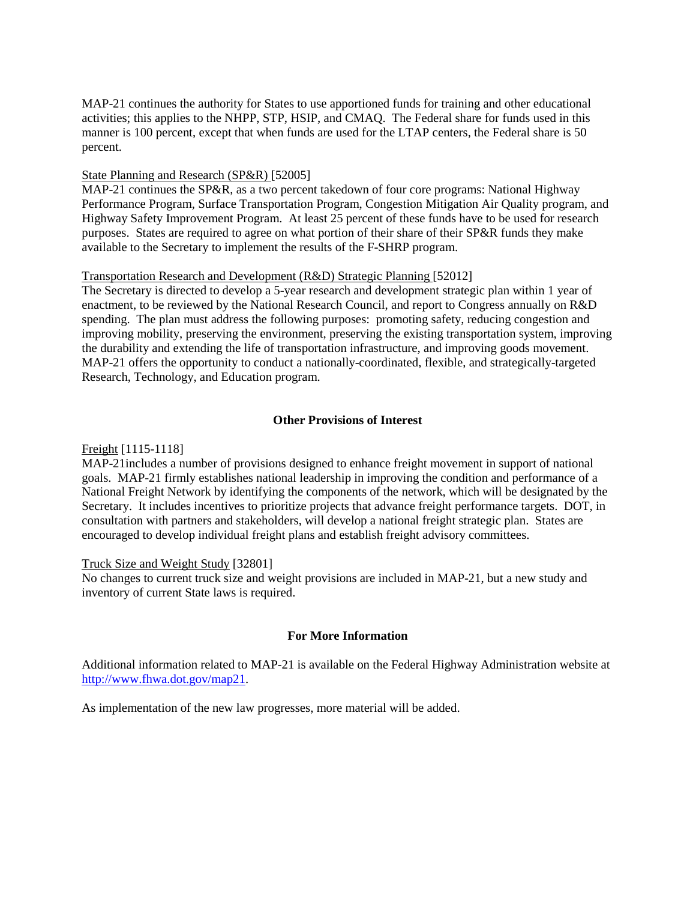MAP-21 continues the authority for States to use apportioned funds for training and other educational activities; this applies to the NHPP, STP, HSIP, and CMAQ. The Federal share for funds used in this manner is 100 percent, except that when funds are used for the LTAP centers, the Federal share is 50 percent.

State Planning and Research (SP&R) [52005]
MAP-21 continues the SP&R, as a two percent takedown of four core programs: National Highway Performance Program, Surface Transportation Program, Congestion Mitigation Air Quality program, and Highway Safety Improvement Program. At least 25 percent of these funds have to be used for research purposes. States are required to agree on what portion of their share of their SP&R funds they make available to the Secretary to implement the results of the F-SHRP program.

Transportation Research and Development (R&D) Strategic Planning [52012]
The Secretary is directed to develop a 5-year research and development strategic plan within 1 year of enactment, to be reviewed by the National Research Council, and report to Congress annually on R&D spending. The plan must address the following purposes: promoting safety, reducing congestion and improving mobility, preserving the environment, preserving the existing transportation system, improving the durability and extending the life of transportation infrastructure, and improving goods movement. MAP-21 offers the opportunity to conduct a nationally-coordinated, flexible, and strategically-targeted Research, Technology, and Education program.

## Other Provisions of Interest

Freight [1115-1118]
MAP-21includes a number of provisions designed to enhance freight movement in support of national goals. MAP-21 firmly establishes national leadership in improving the condition and performance of a National Freight Network by identifying the components of the network, which will be designated by the Secretary. It includes incentives to prioritize projects that advance freight performance targets. DOT, in consultation with partners and stakeholders, will develop a national freight strategic plan. States are encouraged to develop individual freight plans and establish freight advisory committees.

Truck Size and Weight Study [32801]
No changes to current truck size and weight provisions are included in MAP-21, but a new study and inventory of current State laws is required.

## For More Information

Additional information related to MAP-21 is available on the Federal Highway Administration website at http://www.fhwa.dot.gov/map21.

As implementation of the new law progresses, more material will be added.